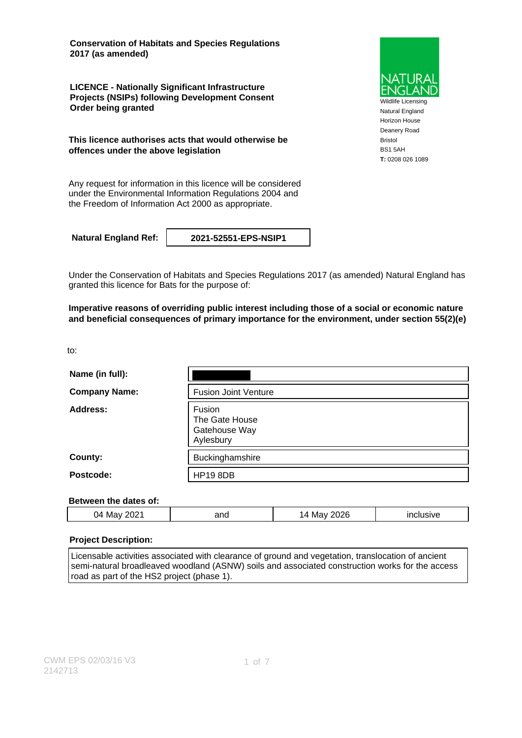**Conservation of Habitats and Species Regulations 2017 (as amended)**

**LICENCE - Nationally Significant Infrastructure Projects (NSIPs) following Development Consent Order being granted**

**This licence authorises acts that would otherwise be offences under the above legislation**

Any request for information in this licence will be considered under the Environmental Information Regulations 2004 and the Freedom of Information Act 2000 as appropriate.

NATURAL ENGLAND
Wildlife Licensing
Natural England
Horizon House
Deanery Road
Bristol
BS1 5AH
**T:** 0208 026 1089

| **Natural England Ref:** | **2021-52551-EPS-NSIP1** |
|---|---|

Under the Conservation of Habitats and Species Regulations 2017 (as amended) Natural England has granted this licence for Bats for the purpose of:

**Imperative reasons of overriding public interest including those of a social or economic nature and beneficial consequences of primary importance for the environment, under section 55(2)(e)**

to:

| | |
|---|---|
| **Name (in full):** | |
| **Company Name:** | Fusion Joint Venture |
| **Address:** | Fusion<br>The Gate House<br>Gatehouse Way<br>Aylesbury |
| **County:** | Buckinghamshire |
| **Postcode:** | HP19 8DB |

**Between the dates of:**

| | | | |
|---|---|---|---|
| 04 May 2021 | and | 14 May 2026 | inclusive |

**Project Description:**

Licensable activities associated with clearance of ground and vegetation, translocation of ancient semi-natural broadleaved woodland (ASNW) soils and associated construction works for the access road as part of the HS2 project (phase 1).

CWM EPS 02/03/16 V3
2142713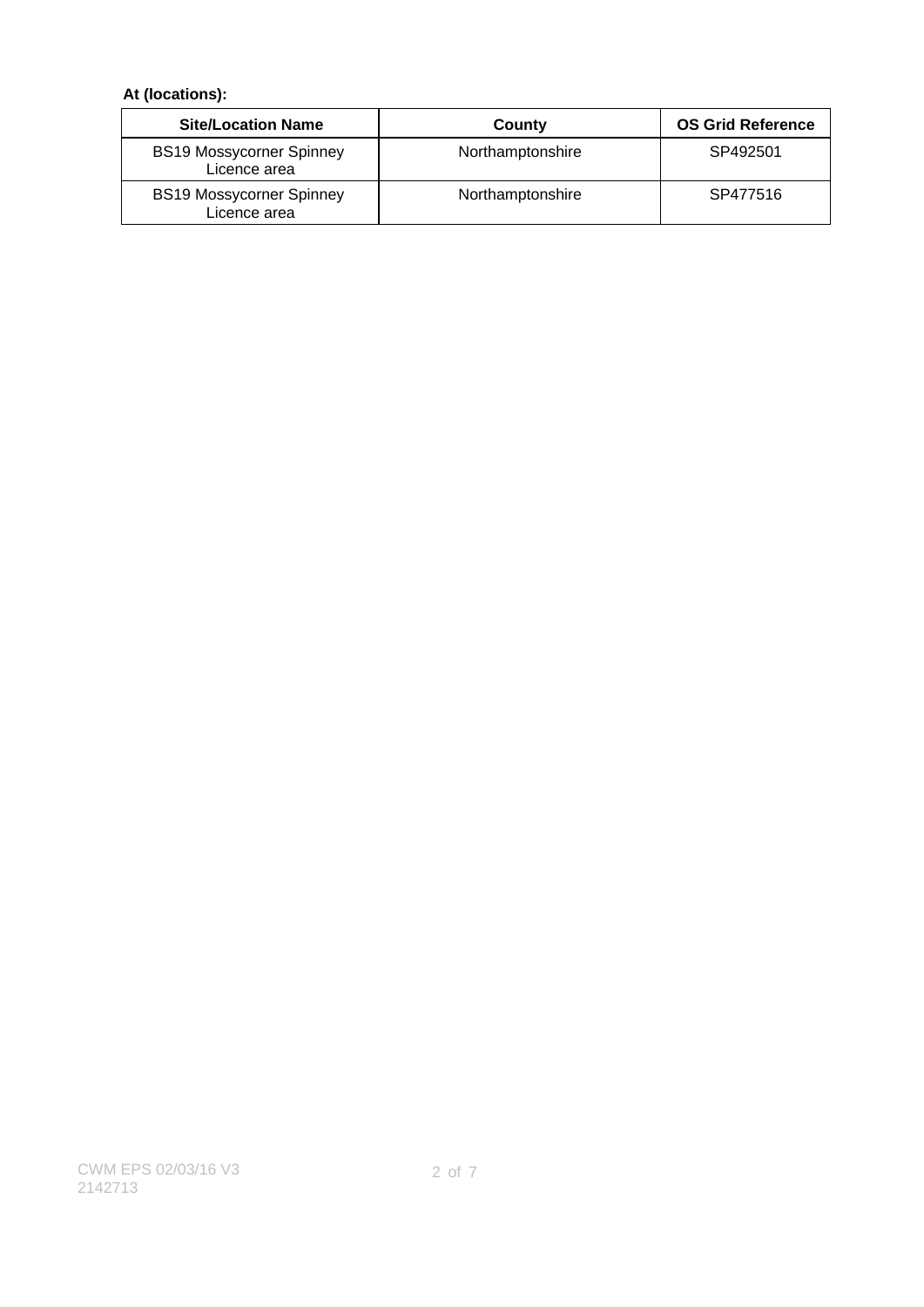**At (locations):**

| Site/Location Name | County | OS Grid Reference |
| --- | --- | --- |
| BS19 Mossycorner Spinney Licence area | Northamptonshire | SP492501 |
| BS19 Mossycorner Spinney Licence area | Northamptonshire | SP477516 |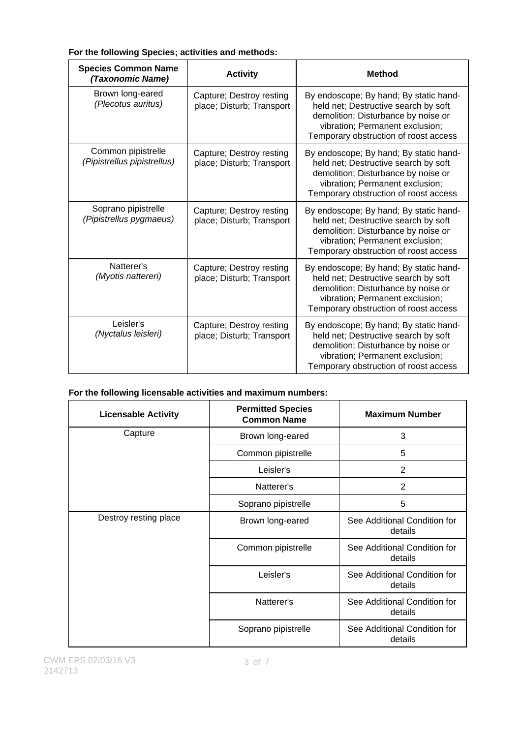**For the following Species; activities and methods:**

| **Species Common Name** ***(Taxonomic Name)*** | **Activity** | **Method** |
|---|---|---|
| Brown long-eared *(Plecotus auritus)* | Capture; Destroy resting place; Disturb; Transport | By endoscope; By hand; By static hand-held net; Destructive search by soft demolition; Disturbance by noise or vibration; Permanent exclusion; Temporary obstruction of roost access |
| Common pipistrelle *(Pipistrellus pipistrellus)* | Capture; Destroy resting place; Disturb; Transport | By endoscope; By hand; By static hand-held net; Destructive search by soft demolition; Disturbance by noise or vibration; Permanent exclusion; Temporary obstruction of roost access |
| Soprano pipistrelle *(Pipistrellus pygmaeus)* | Capture; Destroy resting place; Disturb; Transport | By endoscope; By hand; By static hand-held net; Destructive search by soft demolition; Disturbance by noise or vibration; Permanent exclusion; Temporary obstruction of roost access |
| Natterer's *(Myotis nattereri)* | Capture; Destroy resting place; Disturb; Transport | By endoscope; By hand; By static hand-held net; Destructive search by soft demolition; Disturbance by noise or vibration; Permanent exclusion; Temporary obstruction of roost access |
| Leisler's *(Nyctalus leisleri)* | Capture; Destroy resting place; Disturb; Transport | By endoscope; By hand; By static hand-held net; Destructive search by soft demolition; Disturbance by noise or vibration; Permanent exclusion; Temporary obstruction of roost access |

**For the following licensable activities and maximum numbers:**

| **Licensable Activity** | **Permitted Species Common Name** | **Maximum Number** |
|---|---|---|
| Capture | Brown long-eared | 3 |
| | Common pipistrelle | 5 |
| | Leisler's | 2 |
| | Natterer's | 2 |
| | Soprano pipistrelle | 5 |
| Destroy resting place | Brown long-eared | See Additional Condition for details |
| | Common pipistrelle | See Additional Condition for details |
| | Leisler's | See Additional Condition for details |
| | Natterer's | See Additional Condition for details |
| | Soprano pipistrelle | See Additional Condition for details |

CWM EPS 02/03/16 V3
2142713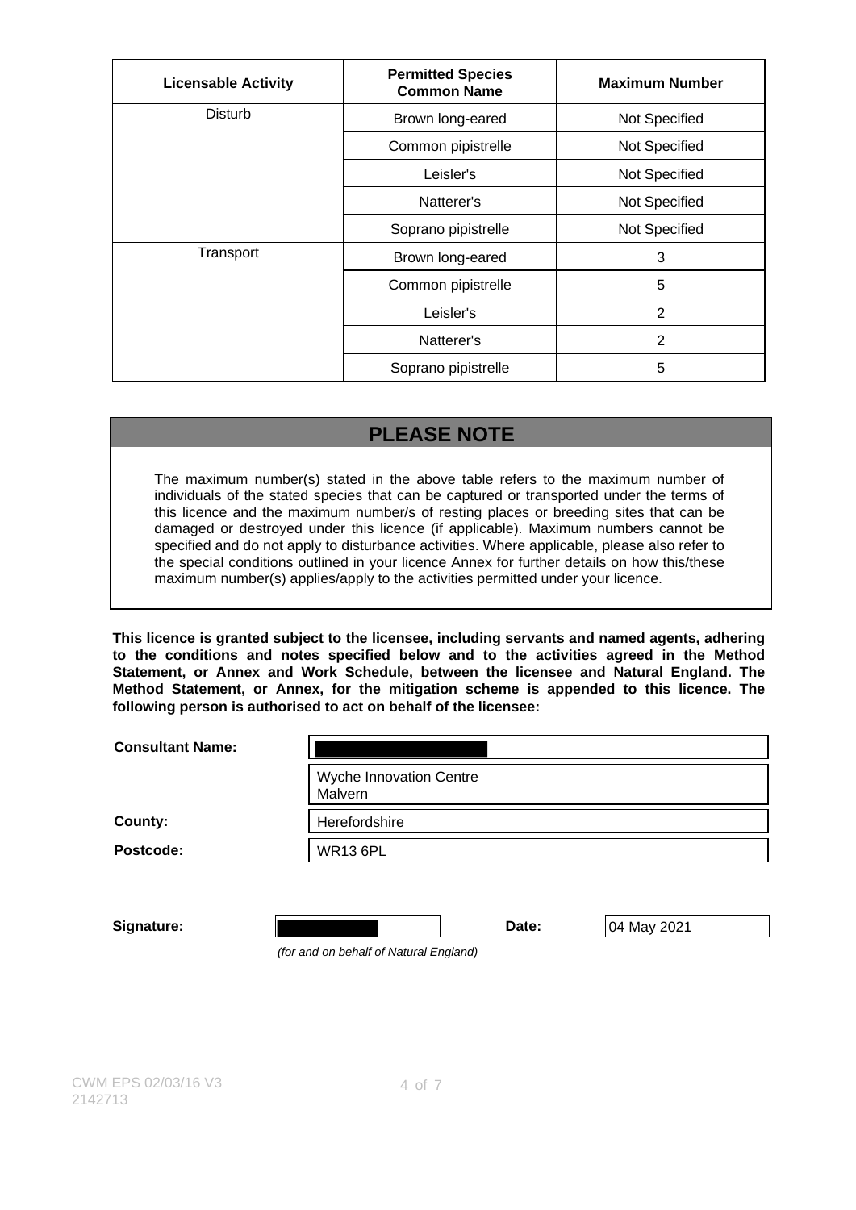| Licensable Activity | Permitted Species Common Name | Maximum Number |
|---|---|---|
| Disturb | Brown long-eared | Not Specified |
| | Common pipistrelle | Not Specified |
| | Leisler's | Not Specified |
| | Natterer's | Not Specified |
| | Soprano pipistrelle | Not Specified |
| Transport | Brown long-eared | 3 |
| | Common pipistrelle | 5 |
| | Leisler's | 2 |
| | Natterer's | 2 |
| | Soprano pipistrelle | 5 |

## PLEASE NOTE

The maximum number(s) stated in the above table refers to the maximum number of individuals of the stated species that can be captured or transported under the terms of this licence and the maximum number/s of resting places or breeding sites that can be damaged or destroyed under this licence (if applicable). Maximum numbers cannot be specified and do not apply to disturbance activities. Where applicable, please also refer to the special conditions outlined in your licence Annex for further details on how this/these maximum number(s) applies/apply to the activities permitted under your licence.

**This licence is granted subject to the licensee, including servants and named agents, adhering to the conditions and notes specified below and to the activities agreed in the Method Statement, or Annex and Work Schedule, between the licensee and Natural England. The Method Statement, or Annex, for the mitigation scheme is appended to this licence. The following person is authorised to act on behalf of the licensee:**

| | |
|---|---|
| **Consultant Name:** | [REDACTED] |
| | Wyche Innovation Centre Malvern |
| **County:** | Herefordshire |
| **Postcode:** | WR13 6PL |

**Signature:** [REDACTED] **Date:** 04 May 2021

*(for and on behalf of Natural England)*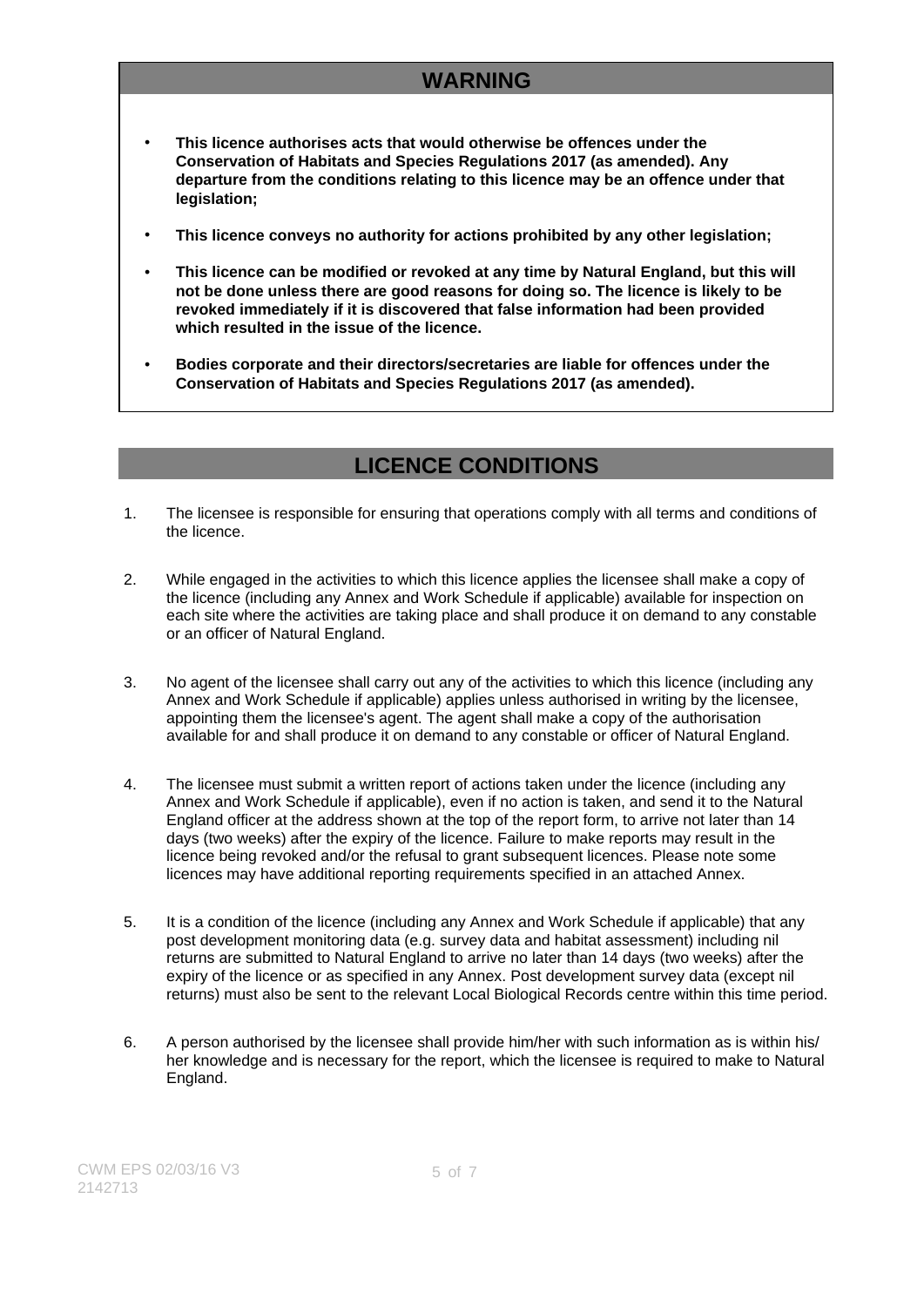## WARNING

- **This licence authorises acts that would otherwise be offences under the Conservation of Habitats and Species Regulations 2017 (as amended). Any departure from the conditions relating to this licence may be an offence under that legislation;**
- **This licence conveys no authority for actions prohibited by any other legislation;**
- **This licence can be modified or revoked at any time by Natural England, but this will not be done unless there are good reasons for doing so. The licence is likely to be revoked immediately if it is discovered that false information had been provided which resulted in the issue of the licence.**
- **Bodies corporate and their directors/secretaries are liable for offences under the Conservation of Habitats and Species Regulations 2017 (as amended).**

## LICENCE CONDITIONS

1. The licensee is responsible for ensuring that operations comply with all terms and conditions of the licence.

2. While engaged in the activities to which this licence applies the licensee shall make a copy of the licence (including any Annex and Work Schedule if applicable) available for inspection on each site where the activities are taking place and shall produce it on demand to any constable or an officer of Natural England.

3. No agent of the licensee shall carry out any of the activities to which this licence (including any Annex and Work Schedule if applicable) applies unless authorised in writing by the licensee, appointing them the licensee's agent. The agent shall make a copy of the authorisation available for and shall produce it on demand to any constable or officer of Natural England.

4. The licensee must submit a written report of actions taken under the licence (including any Annex and Work Schedule if applicable), even if no action is taken, and send it to the Natural England officer at the address shown at the top of the report form, to arrive not later than 14 days (two weeks) after the expiry of the licence. Failure to make reports may result in the licence being revoked and/or the refusal to grant subsequent licences. Please note some licences may have additional reporting requirements specified in an attached Annex.

5. It is a condition of the licence (including any Annex and Work Schedule if applicable) that any post development monitoring data (e.g. survey data and habitat assessment) including nil returns are submitted to Natural England to arrive no later than 14 days (two weeks) after the expiry of the licence or as specified in any Annex. Post development survey data (except nil returns) must also be sent to the relevant Local Biological Records centre within this time period.

6. A person authorised by the licensee shall provide him/her with such information as is within his/her knowledge and is necessary for the report, which the licensee is required to make to Natural England.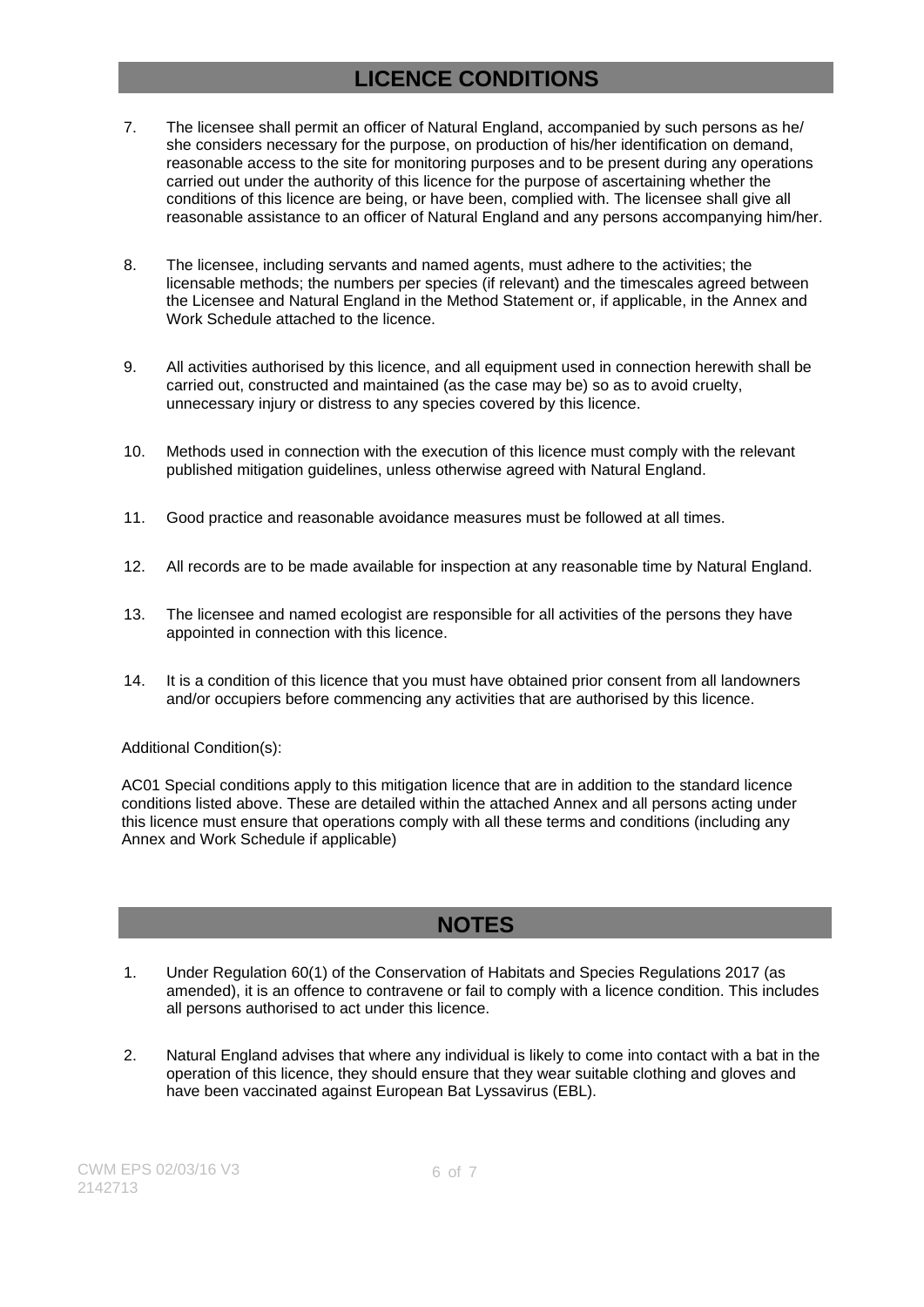## LICENCE CONDITIONS

7. The licensee shall permit an officer of Natural England, accompanied by such persons as he/ she considers necessary for the purpose, on production of his/her identification on demand, reasonable access to the site for monitoring purposes and to be present during any operations carried out under the authority of this licence for the purpose of ascertaining whether the conditions of this licence are being, or have been, complied with. The licensee shall give all reasonable assistance to an officer of Natural England and any persons accompanying him/her.

8. The licensee, including servants and named agents, must adhere to the activities; the licensable methods; the numbers per species (if relevant) and the timescales agreed between the Licensee and Natural England in the Method Statement or, if applicable, in the Annex and Work Schedule attached to the licence.

9. All activities authorised by this licence, and all equipment used in connection herewith shall be carried out, constructed and maintained (as the case may be) so as to avoid cruelty, unnecessary injury or distress to any species covered by this licence.

10. Methods used in connection with the execution of this licence must comply with the relevant published mitigation guidelines, unless otherwise agreed with Natural England.

11. Good practice and reasonable avoidance measures must be followed at all times.

12. All records are to be made available for inspection at any reasonable time by Natural England.

13. The licensee and named ecologist are responsible for all activities of the persons they have appointed in connection with this licence.

14. It is a condition of this licence that you must have obtained prior consent from all landowners and/or occupiers before commencing any activities that are authorised by this licence.

Additional Condition(s):

AC01 Special conditions apply to this mitigation licence that are in addition to the standard licence conditions listed above. These are detailed within the attached Annex and all persons acting under this licence must ensure that operations comply with all these terms and conditions (including any Annex and Work Schedule if applicable)

## NOTES

1. Under Regulation 60(1) of the Conservation of Habitats and Species Regulations 2017 (as amended), it is an offence to contravene or fail to comply with a licence condition. This includes all persons authorised to act under this licence.

2. Natural England advises that where any individual is likely to come into contact with a bat in the operation of this licence, they should ensure that they wear suitable clothing and gloves and have been vaccinated against European Bat Lyssavirus (EBL).

CWM EPS 02/03/16 V3
2142713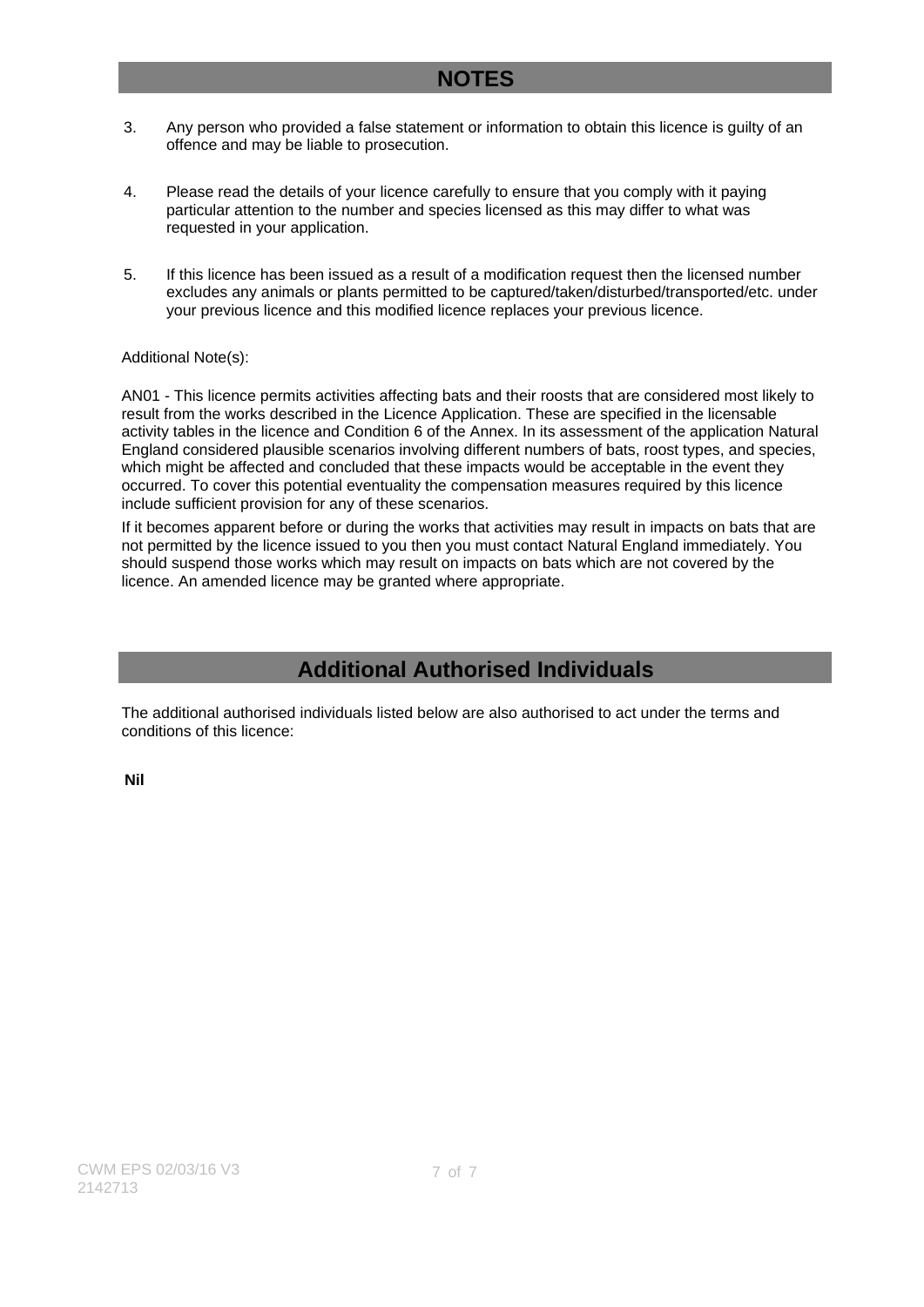# NOTES

3. Any person who provided a false statement or information to obtain this licence is guilty of an offence and may be liable to prosecution.

4. Please read the details of your licence carefully to ensure that you comply with it paying particular attention to the number and species licensed as this may differ to what was requested in your application.

5. If this licence has been issued as a result of a modification request then the licensed number excludes any animals or plants permitted to be captured/taken/disturbed/transported/etc. under your previous licence and this modified licence replaces your previous licence.

Additional Note(s):

AN01 - This licence permits activities affecting bats and their roosts that are considered most likely to result from the works described in the Licence Application. These are specified in the licensable activity tables in the licence and Condition 6 of the Annex. In its assessment of the application Natural England considered plausible scenarios involving different numbers of bats, roost types, and species, which might be affected and concluded that these impacts would be acceptable in the event they occurred. To cover this potential eventuality the compensation measures required by this licence include sufficient provision for any of these scenarios.

If it becomes apparent before or during the works that activities may result in impacts on bats that are not permitted by the licence issued to you then you must contact Natural England immediately. You should suspend those works which may result on impacts on bats which are not covered by the licence. An amended licence may be granted where appropriate.

# Additional Authorised Individuals

The additional authorised individuals listed below are also authorised to act under the terms and conditions of this licence:

**Nil**

CWM EPS 02/03/16 V3
2142713